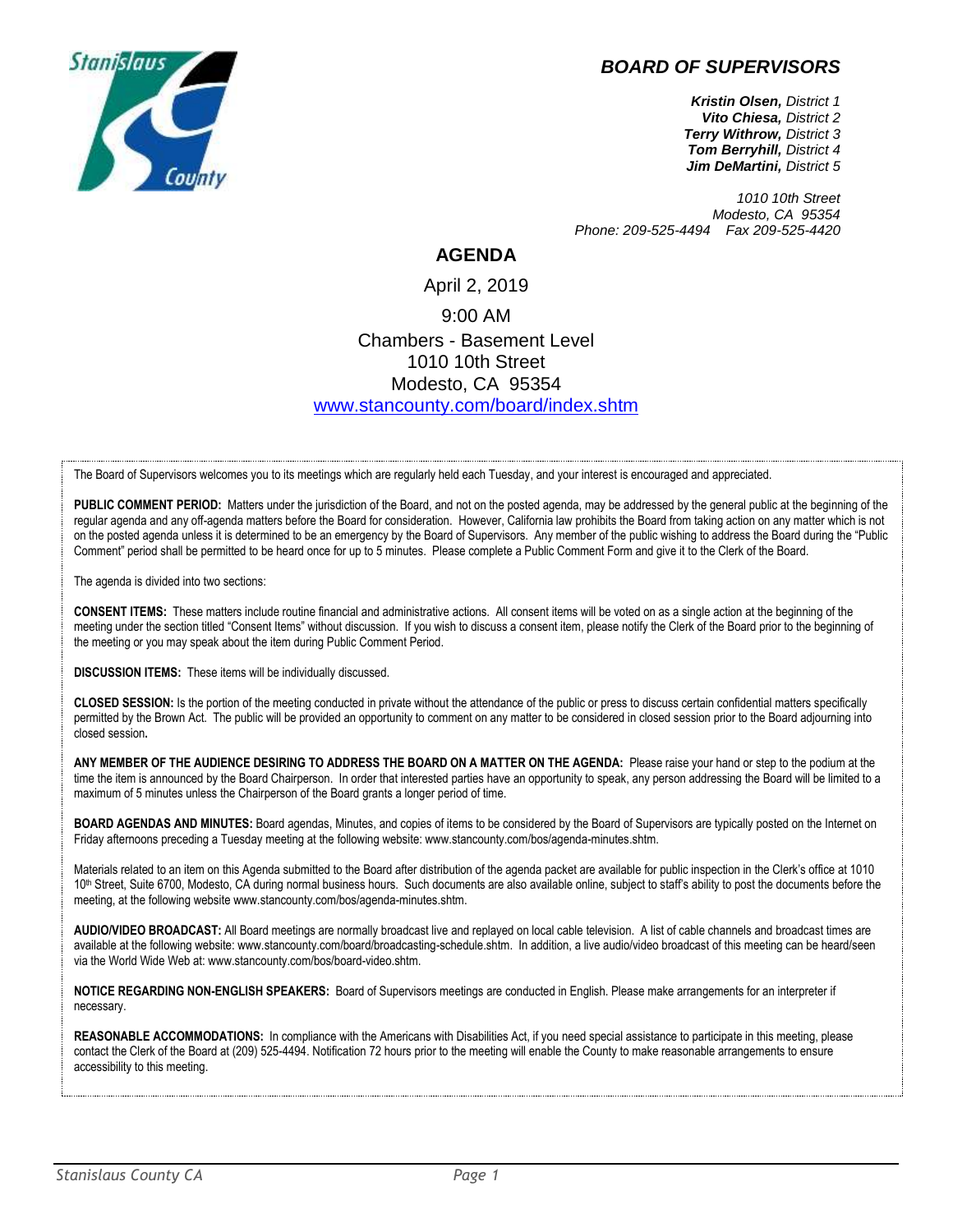## *BOARD OF SUPERVISORS*

***Kristin Olsen,*** *District 1*
***Vito Chiesa,*** *District 2*
***Terry Withrow,*** *District 3*
***Tom Berryhill,*** *District 4*
***Jim DeMartini,*** *District 5*

*1010 10th Street*
*Modesto, CA 95354*
*Phone: 209-525-4494 Fax 209-525-4420*

# AGENDA

April 2, 2019

9:00 AM

Chambers - Basement Level
1010 10th Street
Modesto, CA 95354
www.stancounty.com/board/index.shtm

The Board of Supervisors welcomes you to its meetings which are regularly held each Tuesday, and your interest is encouraged and appreciated.

**PUBLIC COMMENT PERIOD:** Matters under the jurisdiction of the Board, and not on the posted agenda, may be addressed by the general public at the beginning of the regular agenda and any off-agenda matters before the Board for consideration. However, California law prohibits the Board from taking action on any matter which is not on the posted agenda unless it is determined to be an emergency by the Board of Supervisors. Any member of the public wishing to address the Board during the "Public Comment" period shall be permitted to be heard once for up to 5 minutes. Please complete a Public Comment Form and give it to the Clerk of the Board.

The agenda is divided into two sections:

**CONSENT ITEMS:** These matters include routine financial and administrative actions. All consent items will be voted on as a single action at the beginning of the meeting under the section titled "Consent Items" without discussion. If you wish to discuss a consent item, please notify the Clerk of the Board prior to the beginning of the meeting or you may speak about the item during Public Comment Period.

**DISCUSSION ITEMS:** These items will be individually discussed.

**CLOSED SESSION:** Is the portion of the meeting conducted in private without the attendance of the public or press to discuss certain confidential matters specifically permitted by the Brown Act. The public will be provided an opportunity to comment on any matter to be considered in closed session prior to the Board adjourning into closed session**.**

**ANY MEMBER OF THE AUDIENCE DESIRING TO ADDRESS THE BOARD ON A MATTER ON THE AGENDA:** Please raise your hand or step to the podium at the time the item is announced by the Board Chairperson. In order that interested parties have an opportunity to speak, any person addressing the Board will be limited to a maximum of 5 minutes unless the Chairperson of the Board grants a longer period of time.

**BOARD AGENDAS AND MINUTES:** Board agendas, Minutes, and copies of items to be considered by the Board of Supervisors are typically posted on the Internet on Friday afternoons preceding a Tuesday meeting at the following website: www.stancounty.com/bos/agenda-minutes.shtm.

Materials related to an item on this Agenda submitted to the Board after distribution of the agenda packet are available for public inspection in the Clerk's office at 1010 10th Street, Suite 6700, Modesto, CA during normal business hours. Such documents are also available online, subject to staff's ability to post the documents before the meeting, at the following website www.stancounty.com/bos/agenda-minutes.shtm.

**AUDIO/VIDEO BROADCAST:** All Board meetings are normally broadcast live and replayed on local cable television. A list of cable channels and broadcast times are available at the following website: www.stancounty.com/board/broadcasting-schedule.shtm. In addition, a live audio/video broadcast of this meeting can be heard/seen via the World Wide Web at: www.stancounty.com/bos/board-video.shtm.

**NOTICE REGARDING NON-ENGLISH SPEAKERS:** Board of Supervisors meetings are conducted in English. Please make arrangements for an interpreter if necessary.

**REASONABLE ACCOMMODATIONS:** In compliance with the Americans with Disabilities Act, if you need special assistance to participate in this meeting, please contact the Clerk of the Board at (209) 525-4494. Notification 72 hours prior to the meeting will enable the County to make reasonable arrangements to ensure accessibility to this meeting.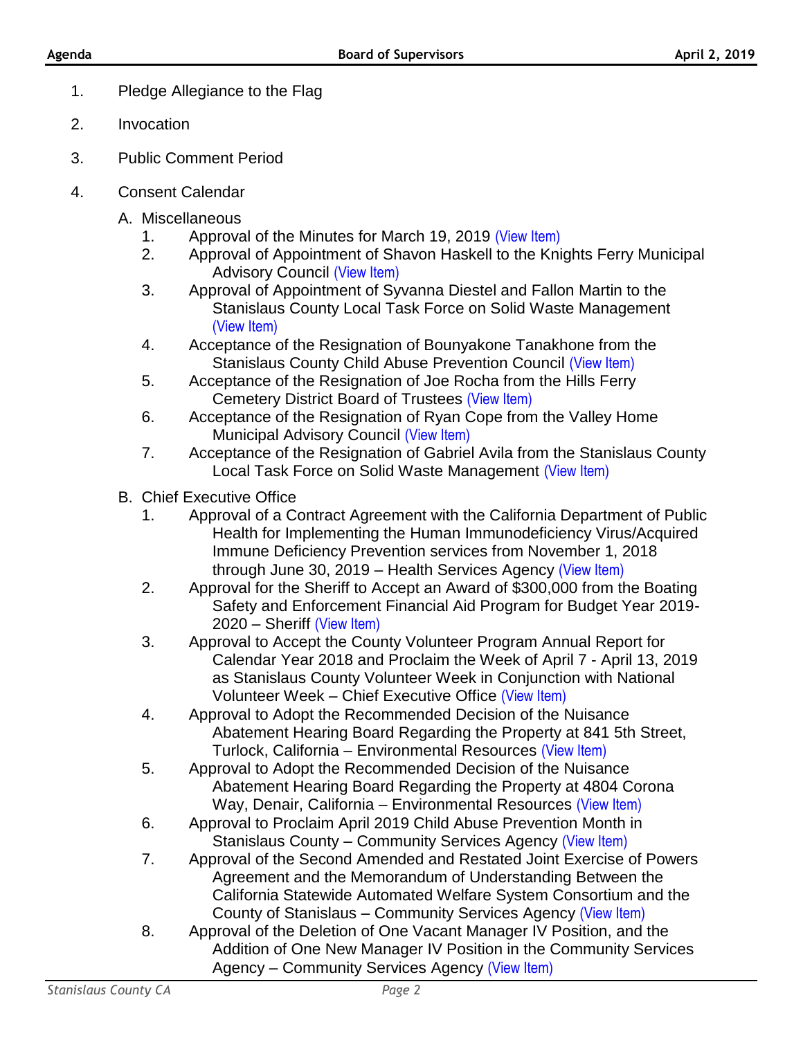1. Pledge Allegiance to the Flag

2. Invocation

3. Public Comment Period

4. Consent Calendar

   A. Miscellaneous

      1. Approval of the Minutes for March 19, 2019 (View Item)
      2. Approval of Appointment of Shavon Haskell to the Knights Ferry Municipal Advisory Council (View Item)
      3. Approval of Appointment of Syvanna Diestel and Fallon Martin to the Stanislaus County Local Task Force on Solid Waste Management (View Item)
      4. Acceptance of the Resignation of Bounyakone Tanakhone from the Stanislaus County Child Abuse Prevention Council (View Item)
      5. Acceptance of the Resignation of Joe Rocha from the Hills Ferry Cemetery District Board of Trustees (View Item)
      6. Acceptance of the Resignation of Ryan Cope from the Valley Home Municipal Advisory Council (View Item)
      7. Acceptance of the Resignation of Gabriel Avila from the Stanislaus County Local Task Force on Solid Waste Management (View Item)

   B. Chief Executive Office

      1. Approval of a Contract Agreement with the California Department of Public Health for Implementing the Human Immunodeficiency Virus/Acquired Immune Deficiency Prevention services from November 1, 2018 through June 30, 2019 – Health Services Agency (View Item)
      2. Approval for the Sheriff to Accept an Award of $300,000 from the Boating Safety and Enforcement Financial Aid Program for Budget Year 2019-2020 – Sheriff (View Item)
      3. Approval to Accept the County Volunteer Program Annual Report for Calendar Year 2018 and Proclaim the Week of April 7 - April 13, 2019 as Stanislaus County Volunteer Week in Conjunction with National Volunteer Week – Chief Executive Office (View Item)
      4. Approval to Adopt the Recommended Decision of the Nuisance Abatement Hearing Board Regarding the Property at 841 5th Street, Turlock, California – Environmental Resources (View Item)
      5. Approval to Adopt the Recommended Decision of the Nuisance Abatement Hearing Board Regarding the Property at 4804 Corona Way, Denair, California – Environmental Resources (View Item)
      6. Approval to Proclaim April 2019 Child Abuse Prevention Month in Stanislaus County – Community Services Agency (View Item)
      7. Approval of the Second Amended and Restated Joint Exercise of Powers Agreement and the Memorandum of Understanding Between the California Statewide Automated Welfare System Consortium and the County of Stanislaus – Community Services Agency (View Item)
      8. Approval of the Deletion of One Vacant Manager IV Position, and the Addition of One New Manager IV Position in the Community Services Agency – Community Services Agency (View Item)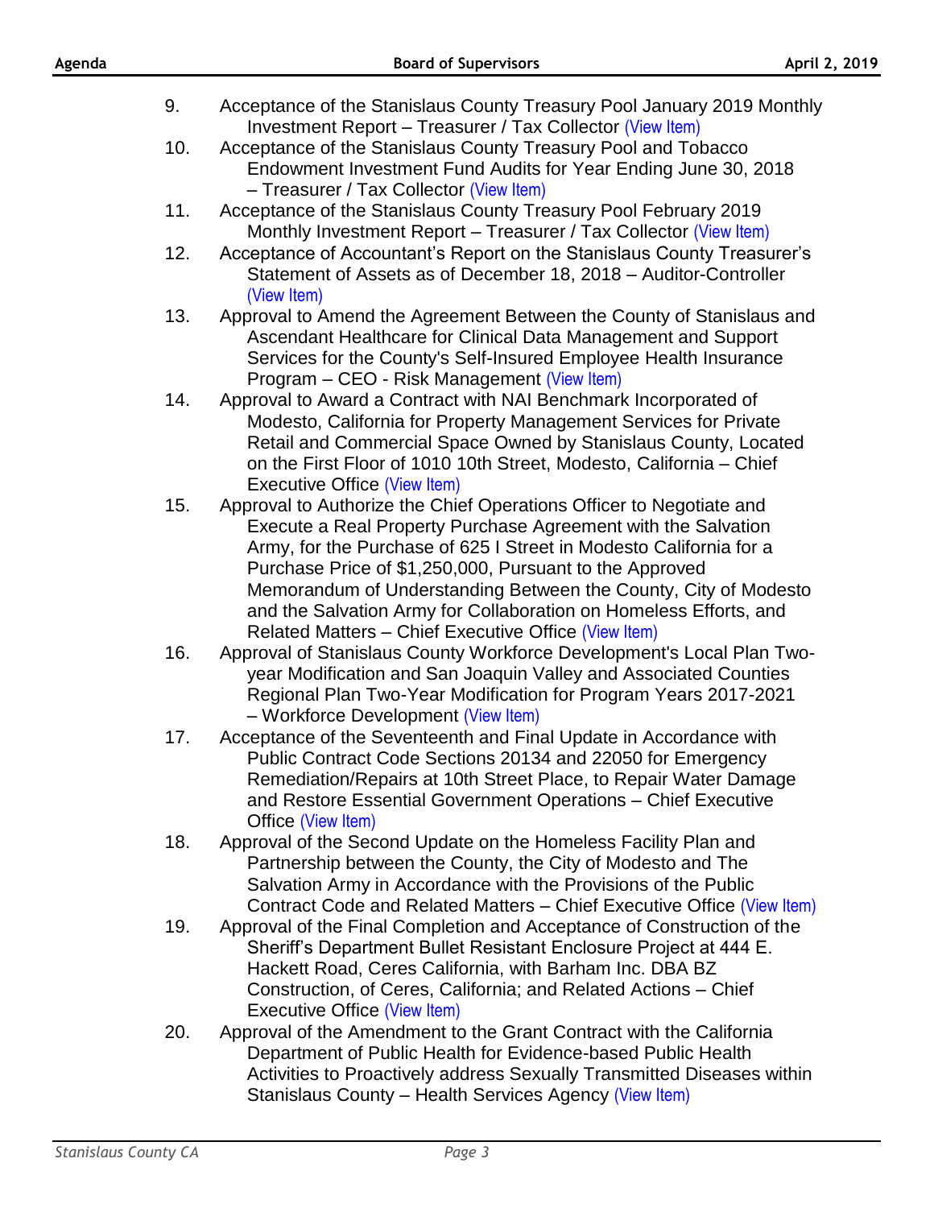9. Acceptance of the Stanislaus County Treasury Pool January 2019 Monthly Investment Report – Treasurer / Tax Collector (View Item)
10. Acceptance of the Stanislaus County Treasury Pool and Tobacco Endowment Investment Fund Audits for Year Ending June 30, 2018 – Treasurer / Tax Collector (View Item)
11. Acceptance of the Stanislaus County Treasury Pool February 2019 Monthly Investment Report – Treasurer / Tax Collector (View Item)
12. Acceptance of Accountant's Report on the Stanislaus County Treasurer's Statement of Assets as of December 18, 2018 – Auditor-Controller (View Item)
13. Approval to Amend the Agreement Between the County of Stanislaus and Ascendant Healthcare for Clinical Data Management and Support Services for the County's Self-Insured Employee Health Insurance Program – CEO - Risk Management (View Item)
14. Approval to Award a Contract with NAI Benchmark Incorporated of Modesto, California for Property Management Services for Private Retail and Commercial Space Owned by Stanislaus County, Located on the First Floor of 1010 10th Street, Modesto, California – Chief Executive Office (View Item)
15. Approval to Authorize the Chief Operations Officer to Negotiate and Execute a Real Property Purchase Agreement with the Salvation Army, for the Purchase of 625 I Street in Modesto California for a Purchase Price of $1,250,000, Pursuant to the Approved Memorandum of Understanding Between the County, City of Modesto and the Salvation Army for Collaboration on Homeless Efforts, and Related Matters – Chief Executive Office (View Item)
16. Approval of Stanislaus County Workforce Development's Local Plan Two-year Modification and San Joaquin Valley and Associated Counties Regional Plan Two-Year Modification for Program Years 2017-2021 – Workforce Development (View Item)
17. Acceptance of the Seventeenth and Final Update in Accordance with Public Contract Code Sections 20134 and 22050 for Emergency Remediation/Repairs at 10th Street Place, to Repair Water Damage and Restore Essential Government Operations – Chief Executive Office (View Item)
18. Approval of the Second Update on the Homeless Facility Plan and Partnership between the County, the City of Modesto and The Salvation Army in Accordance with the Provisions of the Public Contract Code and Related Matters – Chief Executive Office (View Item)
19. Approval of the Final Completion and Acceptance of Construction of the Sheriff's Department Bullet Resistant Enclosure Project at 444 E. Hackett Road, Ceres California, with Barham Inc. DBA BZ Construction, of Ceres, California; and Related Actions – Chief Executive Office (View Item)
20. Approval of the Amendment to the Grant Contract with the California Department of Public Health for Evidence-based Public Health Activities to Proactively address Sexually Transmitted Diseases within Stanislaus County – Health Services Agency (View Item)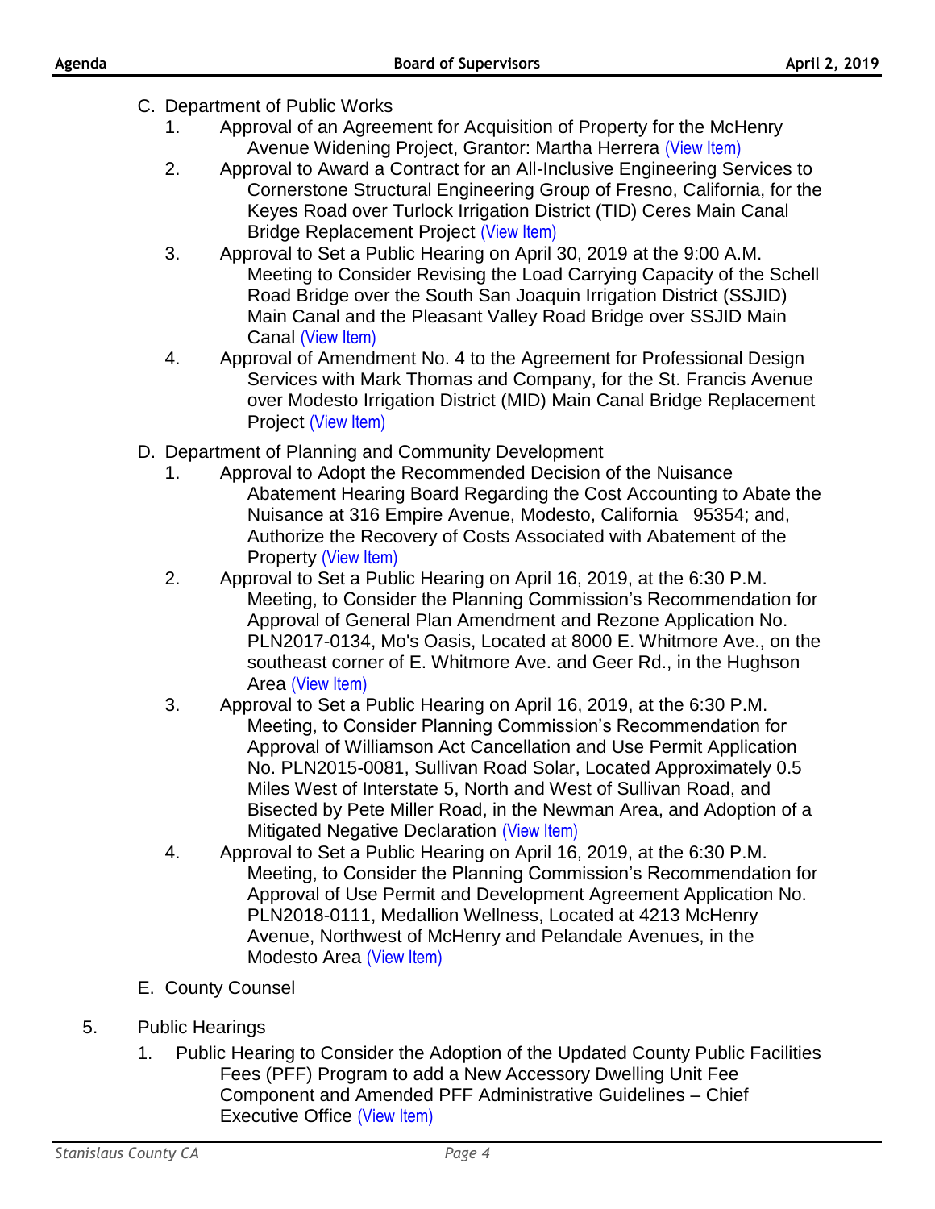C. Department of Public Works
   1. Approval of an Agreement for Acquisition of Property for the McHenry Avenue Widening Project, Grantor: Martha Herrera (View Item)
   2. Approval to Award a Contract for an All-Inclusive Engineering Services to Cornerstone Structural Engineering Group of Fresno, California, for the Keyes Road over Turlock Irrigation District (TID) Ceres Main Canal Bridge Replacement Project (View Item)
   3. Approval to Set a Public Hearing on April 30, 2019 at the 9:00 A.M. Meeting to Consider Revising the Load Carrying Capacity of the Schell Road Bridge over the South San Joaquin Irrigation District (SSJID) Main Canal and the Pleasant Valley Road Bridge over SSJID Main Canal (View Item)
   4. Approval of Amendment No. 4 to the Agreement for Professional Design Services with Mark Thomas and Company, for the St. Francis Avenue over Modesto Irrigation District (MID) Main Canal Bridge Replacement Project (View Item)

D. Department of Planning and Community Development
   1. Approval to Adopt the Recommended Decision of the Nuisance Abatement Hearing Board Regarding the Cost Accounting to Abate the Nuisance at 316 Empire Avenue, Modesto, California 95354; and, Authorize the Recovery of Costs Associated with Abatement of the Property (View Item)
   2. Approval to Set a Public Hearing on April 16, 2019, at the 6:30 P.M. Meeting, to Consider the Planning Commission's Recommendation for Approval of General Plan Amendment and Rezone Application No. PLN2017-0134, Mo's Oasis, Located at 8000 E. Whitmore Ave., on the southeast corner of E. Whitmore Ave. and Geer Rd., in the Hughson Area (View Item)
   3. Approval to Set a Public Hearing on April 16, 2019, at the 6:30 P.M. Meeting, to Consider Planning Commission's Recommendation for Approval of Williamson Act Cancellation and Use Permit Application No. PLN2015-0081, Sullivan Road Solar, Located Approximately 0.5 Miles West of Interstate 5, North and West of Sullivan Road, and Bisected by Pete Miller Road, in the Newman Area, and Adoption of a Mitigated Negative Declaration (View Item)
   4. Approval to Set a Public Hearing on April 16, 2019, at the 6:30 P.M. Meeting, to Consider the Planning Commission's Recommendation for Approval of Use Permit and Development Agreement Application No. PLN2018-0111, Medallion Wellness, Located at 4213 McHenry Avenue, Northwest of McHenry and Pelandale Avenues, in the Modesto Area (View Item)

E. County Counsel

5. Public Hearings
   1. Public Hearing to Consider the Adoption of the Updated County Public Facilities Fees (PFF) Program to add a New Accessory Dwelling Unit Fee Component and Amended PFF Administrative Guidelines – Chief Executive Office (View Item)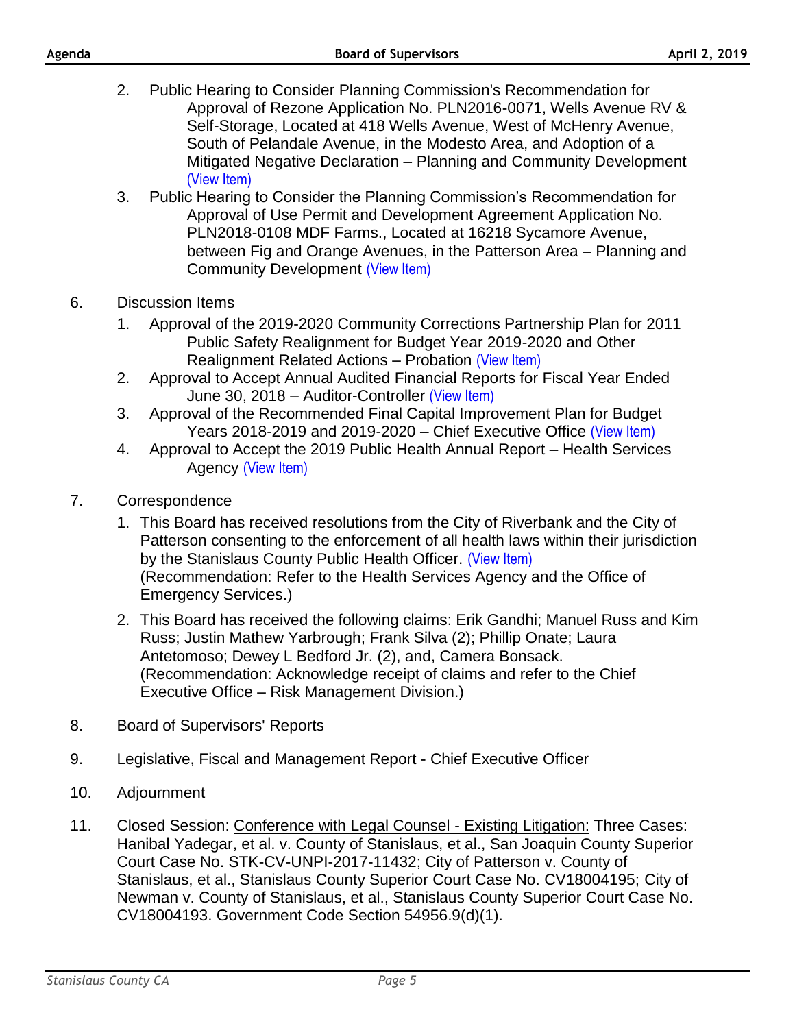2. Public Hearing to Consider Planning Commission's Recommendation for Approval of Rezone Application No. PLN2016-0071, Wells Avenue RV & Self-Storage, Located at 418 Wells Avenue, West of McHenry Avenue, South of Pelandale Avenue, in the Modesto Area, and Adoption of a Mitigated Negative Declaration – Planning and Community Development (View Item)
3. Public Hearing to Consider the Planning Commission's Recommendation for Approval of Use Permit and Development Agreement Application No. PLN2018-0108 MDF Farms., Located at 16218 Sycamore Avenue, between Fig and Orange Avenues, in the Patterson Area – Planning and Community Development (View Item)

6. Discussion Items
   1. Approval of the 2019-2020 Community Corrections Partnership Plan for 2011 Public Safety Realignment for Budget Year 2019-2020 and Other Realignment Related Actions – Probation (View Item)
   2. Approval to Accept Annual Audited Financial Reports for Fiscal Year Ended June 30, 2018 – Auditor-Controller (View Item)
   3. Approval of the Recommended Final Capital Improvement Plan for Budget Years 2018-2019 and 2019-2020 – Chief Executive Office (View Item)
   4. Approval to Accept the 2019 Public Health Annual Report – Health Services Agency (View Item)

7. Correspondence
   1. This Board has received resolutions from the City of Riverbank and the City of Patterson consenting to the enforcement of all health laws within their jurisdiction by the Stanislaus County Public Health Officer. (View Item)
      (Recommendation: Refer to the Health Services Agency and the Office of Emergency Services.)
   2. This Board has received the following claims: Erik Gandhi; Manuel Russ and Kim Russ; Justin Mathew Yarbrough; Frank Silva (2); Phillip Onate; Laura Antetomoso; Dewey L Bedford Jr. (2), and, Camera Bonsack.
      (Recommendation: Acknowledge receipt of claims and refer to the Chief Executive Office – Risk Management Division.)

8. Board of Supervisors' Reports

9. Legislative, Fiscal and Management Report - Chief Executive Officer

10. Adjournment

11. Closed Session: Conference with Legal Counsel - Existing Litigation: Three Cases: Hanibal Yadegar, et al. v. County of Stanislaus, et al., San Joaquin County Superior Court Case No. STK-CV-UNPI-2017-11432; City of Patterson v. County of Stanislaus, et al., Stanislaus County Superior Court Case No. CV18004195; City of Newman v. County of Stanislaus, et al., Stanislaus County Superior Court Case No. CV18004193. Government Code Section 54956.9(d)(1).